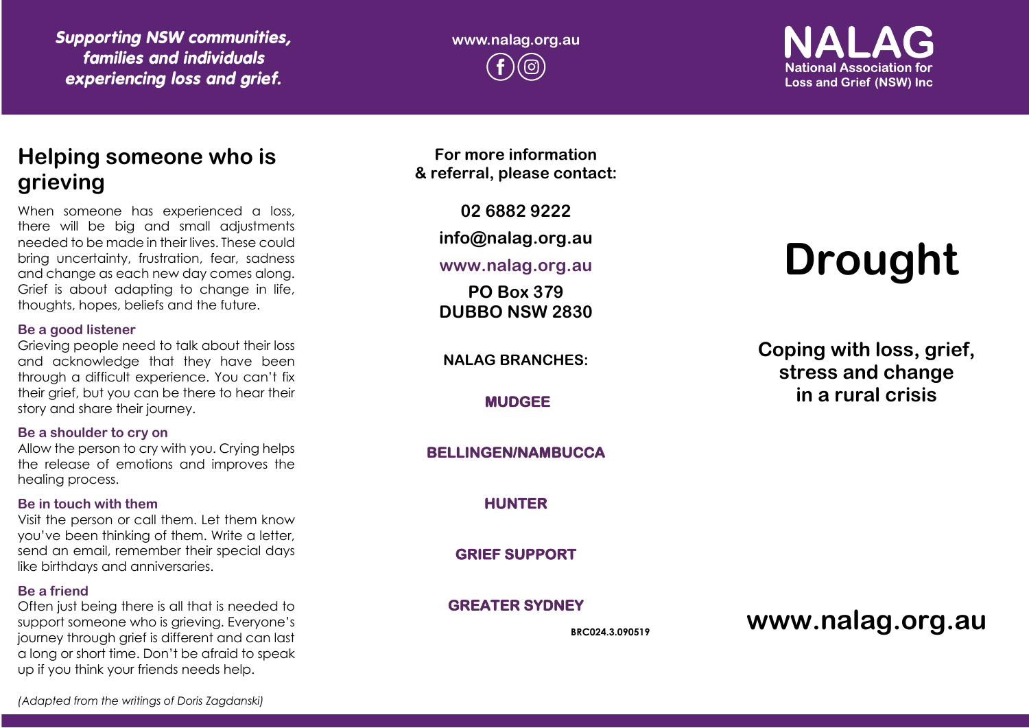*Supporting NSW communities, families and individuals experiencing loss and grief.*

www.nalag.org.au

**NALAG**
National Association for Loss and Grief (NSW) Inc

## Helping someone who is grieving

When someone has experienced a loss, there will be big and small adjustments needed to be made in their lives. These could bring uncertainty, frustration, fear, sadness and change as each new day comes along. Grief is about adapting to change in life, thoughts, hopes, beliefs and the future.

### Be a good listener

Grieving people need to talk about their loss and acknowledge that they have been through a difficult experience. You can't fix their grief, but you can be there to hear their story and share their journey.

### Be a shoulder to cry on

Allow the person to cry with you. Crying helps the release of emotions and improves the healing process.

### Be in touch with them

Visit the person or call them. Let them know you've been thinking of them. Write a letter, send an email, remember their special days like birthdays and anniversaries.

### Be a friend

Often just being there is all that is needed to support someone who is grieving. Everyone's journey through grief is different and can last a long or short time. Don't be afraid to speak up if you think your friends needs help.

*(Adapted from the writings of Doris Zagdanski)*

**For more information & referral, please contact:**

**02 6882 9222**

**info@nalag.org.au**

**www.nalag.org.au**

**PO Box 379**
**DUBBO NSW 2830**

**NALAG BRANCHES:**

**MUDGEE**

**BELLINGEN/NAMBUCCA**

**HUNTER**

**GRIEF SUPPORT**

**GREATER SYDNEY**

BRC024.3.090519

# Drought

## Coping with loss, grief, stress and change in a rural crisis

**www.nalag.org.au**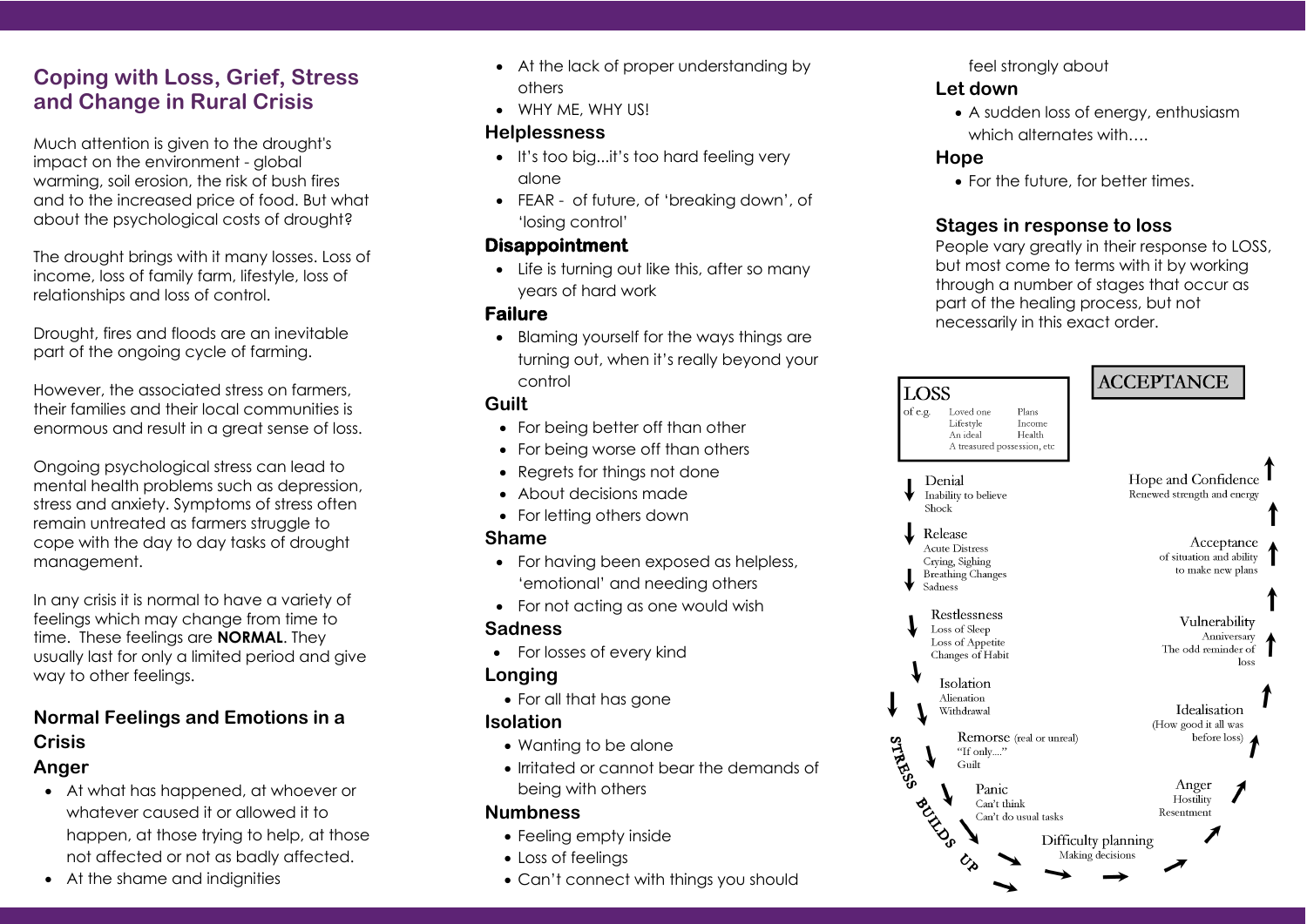## Coping with Loss, Grief, Stress and Change in Rural Crisis

Much attention is given to the drought's impact on the environment - global warming, soil erosion, the risk of bush fires and to the increased price of food. But what about the psychological costs of drought?

The drought brings with it many losses. Loss of income, loss of family farm, lifestyle, loss of relationships and loss of control.

Drought, fires and floods are an inevitable part of the ongoing cycle of farming.

However, the associated stress on farmers, their families and their local communities is enormous and result in a great sense of loss.

Ongoing psychological stress can lead to mental health problems such as depression, stress and anxiety. Symptoms of stress often remain untreated as farmers struggle to cope with the day to day tasks of drought management.

In any crisis it is normal to have a variety of feelings which may change from time to time. These feelings are **NORMAL**. They usually last for only a limited period and give way to other feelings.

### Normal Feelings and Emotions in a Crisis

### Anger

- At what has happened, at whoever or whatever caused it or allowed it to happen, at those trying to help, at those not affected or not as badly affected.
- At the shame and indignities
- At the lack of proper understanding by others
- WHY ME, WHY US!

### Helplessness

- It's too big...it's too hard feeling very alone
- FEAR - of future, of 'breaking down', of 'losing control'

### Disappointment

- Life is turning out like this, after so many years of hard work

### Failure

- Blaming yourself for the ways things are turning out, when it's really beyond your control

### Guilt

- For being better off than other
- For being worse off than others
- Regrets for things not done
- About decisions made
- For letting others down

### Shame

- For having been exposed as helpless, 'emotional' and needing others
- For not acting as one would wish

### Sadness

- For losses of every kind

### Longing

- For all that has gone

### Isolation

- Wanting to be alone
- Irritated or cannot bear the demands of being with others

### Numbness

- Feeling empty inside
- Loss of feelings
- Can't connect with things you should feel strongly about

### Let down

- A sudden loss of energy, enthusiasm which alternates with….

### Hope

- For the future, for better times.

### Stages in response to loss

People vary greatly in their response to LOSS, but most come to terms with it by working through a number of stages that occur as part of the healing process, but not necessarily in this exact order.

LOSS
of e.g. Loved one, Lifestyle, An ideal, Plans, Income, Health, A treasured possession, etc

Denial
Inability to believe
Shock

Release
Acute Distress
Crying, Sighing
Breathing Changes
Sadness

Restlessness
Loss of Sleep
Loss of Appetite
Changes of Habit

Isolation
Alienation
Withdrawal

Remorse (real or unreal)
"If only…"
Guilt

Panic
Can't think
Can't do usual tasks

STRESS BUILDS UP

Difficulty planning
Making decisions

Anger
Hostility
Resentment

Idealisation
(How good it all was before loss)

Vulnerability
Anniversary
The odd reminder of loss

Acceptance
of situation and ability to make new plans

Hope and Confidence
Renewed strength and energy

ACCEPTANCE